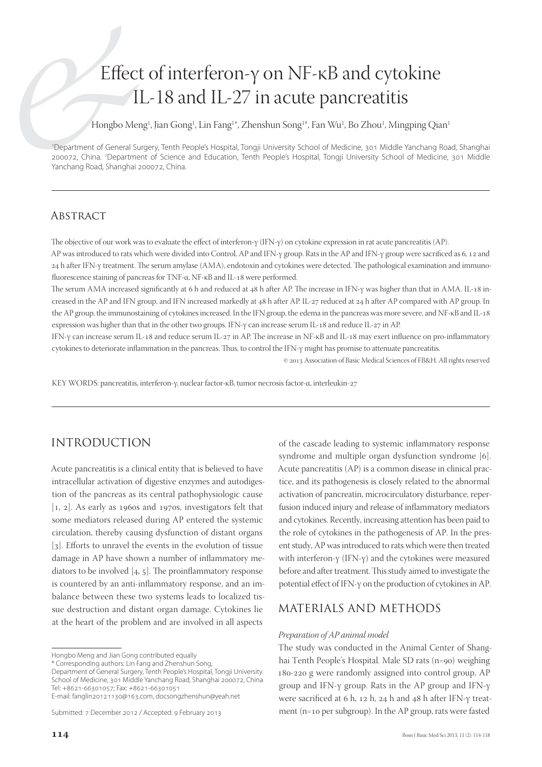# Effect of interferon-γ on NF-κB and cytokine IL-18 and IL-27 in acute pancreatitis

Hongbo Meng[1], Jian Gong[1], Lin Fang[1*], Zhenshun Song[1*], Fan Wu[1], Bo Zhou[1], Mingping Qian[1]

[1]Department of General Surgery, Tenth People's Hospital, Tongji University School of Medicine, 301 Middle Yanchang Road, Shanghai 200072, China. [2]Department of Science and Education, Tenth People's Hospital, Tongji University School of Medicine, 301 Middle Yanchang Road, Shanghai 200072, China.

## Abstract

The objective of our work was to evaluate the effect of interferon-γ (IFN-γ) on cytokine expression in rat acute pancreatitis (AP).

AP was introduced to rats which were divided into Control, AP and IFN-γ group. Rats in the AP and IFN-γ group were sacrificed as 6, 12 and 24 h after IFN-γ treatment. The serum amylase (AMA), endotoxin and cytokines were detected. The pathological examination and immunofluorescence staining of pancreas for TNF-α, NF-κB and IL-18 were performed.

The serum AMA increased significantly at 6 h and reduced at 48 h after AP. The increase in IFN-γ was higher than that in AMA. IL-18 increased in the AP and IFN group, and IFN increased markedly at 48 h after AP. IL-27 reduced at 24 h after AP compared with AP group. In the AP group, the immunostaining of cytokines increased. In the IFN group, the edema in the pancreas was more severe, and NF-κB and IL-18 expression was higher than that in the other two groups. IFN-γ can increase serum IL-18 and reduce IL-27 in AP.

IFN-γ can increase serum IL-18 and reduce serum IL-27 in AP. The increase in NF-κB and IL-18 may exert influence on pro-inflammatory cytokines to deteriorate inflammation in the pancreas. Thus, to control the IFN-γ might has promise to attenuate pancreatitis.

© 2013 Association of Basic Medical Sciences of FB&H. All rights reserved

KEY WORDS: pancreatitis, interferon-γ, nuclear factor-κB, tumor necrosis factor-α, interleukin-27

## Introduction

Acute pancreatitis is a clinical entity that is believed to have intracellular activation of digestive enzymes and autodigestion of the pancreas as its central pathophysiologic cause [1, 2]. As early as 1960s and 1970s, investigators felt that some mediators released during AP entered the systemic circulation, thereby causing dysfunction of distant organs [3]. Efforts to unravel the events in the evolution of tissue damage in AP have shown a number of inflammatory mediators to be involved [4, 5]. The proinflammatory response is countered by an anti-inflammatory response, and an imbalance between these two systems leads to localized tissue destruction and distant organ damage. Cytokines lie at the heart of the problem and are involved in all aspects of the cascade leading to systemic inflammatory response syndrome and multiple organ dysfunction syndrome [6]. Acute pancreatitis (AP) is a common disease in clinical practice, and its pathogenesis is closely related to the abnormal activation of pancreatin, microcirculatory disturbance, reperfusion induced injury and release of inflammatory mediators and cytokines. Recently, increasing attention has been paid to the role of cytokines in the pathogenesis of AP. In the present study, AP was introduced to rats which were then treated with interferon-γ (IFN-γ) and the cytokines were measured before and after treatment. This study aimed to investigate the potential effect of IFN-γ on the production of cytokines in AP.

## Materials and Methods

### *Preparation of AP animal model*

The study was conducted in the Animal Center of Shanghai Tenth People's Hospital. Male SD rats (n=90) weighing 180-220 g were randomly assigned into control group, AP group and IFN-γ group. Rats in the AP group and IFN-γ were sacrificed at 6 h, 12 h, 24 h and 48 h after IFN-γ treatment (n=10 per subgroup). In the AP group, rats were fasted

---

Hongbo Meng and Jian Gong contributed equally

\* Corresponding authors: Lin Fang and Zhenshun Song,
Department of General Surgery, Tenth People's Hospital, Tongji University School of Medicine, 301 Middle Yanchang Road, Shanghai 200072, China
Tel: +8621-66301057; Fax: +8621-66301051
E-mail: fanglin20121130@163.com, docsongzhenshun@yeah.net

Submitted: 7 December 2012 / Accepted: 9 February 2013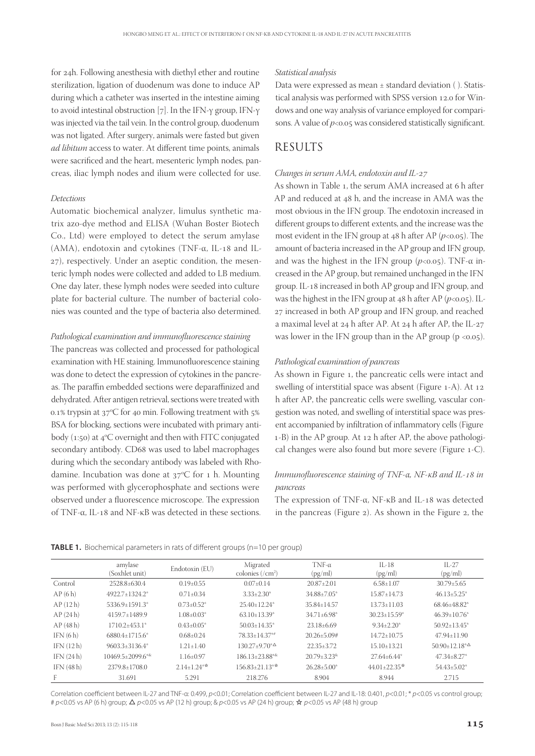for 24h. Following anesthesia with diethyl ether and routine sterilization, ligation of duodenum was done to induce AP during which a catheter was inserted in the intestine aiming to avoid intestinal obstruction [7]. In the IFN-γ group, IFN-γ was injected via the tail vein. In the control group, duodenum was not ligated. After surgery, animals were fasted but given *ad libitum* access to water. At different time points, animals were sacrificed and the heart, mesenteric lymph nodes, pancreas, iliac lymph nodes and ilium were collected for use.

### *Detections*

Automatic biochemical analyzer, limulus synthetic matrix azo-dye method and ELISA (Wuhan Boster Biotech Co., Ltd) were employed to detect the serum amylase (AMA), endotoxin and cytokines (TNF-α, IL-18 and IL-27), respectively. Under an aseptic condition, the mesenteric lymph nodes were collected and added to LB medium. One day later, these lymph nodes were seeded into culture plate for bacterial culture. The number of bacterial colonies was counted and the type of bacteria also determined.

### *Pathological examination and immunofluorescence staining*

The pancreas was collected and processed for pathological examination with HE staining. Immunofluorescence staining was done to detect the expression of cytokines in the pancreas. The paraffin embedded sections were deparaffinized and dehydrated. After antigen retrieval, sections were treated with 0.1% trypsin at 37°C for 40 min. Following treatment with 5% BSA for blocking, sections were incubated with primary antibody (1:50) at 4°C overnight and then with FITC conjugated secondary antibody. CD68 was used to label macrophages during which the secondary antibody was labeled with Rhodamine. Incubation was done at 37°C for 1 h. Mounting was performed with glycerophosphate and sections were observed under a fluorescence microscope. The expression of TNF-α, IL-18 and NF-κB was detected in these sections.

### *Statistical analysis*

Data were expressed as mean ± standard deviation ( ). Statistical analysis was performed with SPSS version 12.0 for Windows and one way analysis of variance employed for comparisons. A value of $p<0.05$ was considered statistically significant.

## RESULTS

### *Changes in serum AMA, endotoxin and IL-27*

As shown in Table 1, the serum AMA increased at 6 h after AP and reduced at 48 h, and the increase in AMA was the most obvious in the IFN group. The endotoxin increased in different groups to different extents, and the increase was the most evident in the IFN group at 48 h after AP ($p<0.05$). The amount of bacteria increased in the AP group and IFN group, and was the highest in the IFN group ($p<0.05$). TNF-α increased in the AP group, but remained unchanged in the IFN group. IL-18 increased in both AP group and IFN group, and was the highest in the IFN group at 48 h after AP ($p<0.05$). IL-27 increased in both AP group and IFN group, and reached a maximal level at 24 h after AP. At 24 h after AP, the IL-27 was lower in the IFN group than in the AP group ($p<0.05$).

### *Pathological examination of pancreas*

As shown in Figure 1, the pancreatic cells were intact and swelling of interstitial space was absent (Figure 1-A). At 12 h after AP, the pancreatic cells were swelling, vascular congestion was noted, and swelling of interstitial space was present accompanied by infiltration of inflammatory cells (Figure 1-B) in the AP group. At 12 h after AP, the above pathological changes were also found but more severe (Figure 1-C).

### *Immunofluorescence staining of TNF-α, NF-κB and IL-18 in pancreas*

The expression of TNF-α, NF-κB and IL-18 was detected in the pancreas (Figure 2). As shown in the Figure 2, the

**TABLE 1.** Biochemical parameters in rats of different groups (n=10 per group)

| | amylase (Soxhlet unit) | Endotoxin (EU) | Migrated colonies (/cm²) | TNF-α (pg/ml) | IL-18 (pg/ml) | IL-27 (pg/ml) |
|---|---|---|---|---|---|---|
| Control | 2528.8±630.4 | 0.19±0.55 | 0.07±0.14 | 20.87±2.01 | 6.58±1.07 | 30.79±5.65 |
| AP (6 h) | 4922.7±1324.2* | 0.71±0.34 | 3.33±2.30* | 34.88±7.05* | 15.87±14.73 | 46.13±5.25* |
| AP (12 h) | 5336.9±1591.3* | 0.73±0.52* | 25.40±12.24* | 35.84±14.57 | 13.73±11.03 | 68.46±48.82* |
| AP (24 h) | 4159.7±1489.9 | 1.08±0.03* | 63.10±13.39* | 34.71±6.98* | 30.23±15.59* | 46.39±10.76* |
| AP (48 h) | 1710.2±453.1* | 0.43±0.05* | 50.03±14.35* | 23.18±6.69 | 9.34±2.20* | 50.92±13.45* |
| IFN (6 h) | 6880.4±1715.6* | 0.68±0.24 | 78.33±14.37*# | 20.26±5.09# | 14.72±10.75 | 47.94±11.90 |
| IFN (12 h) | 9603.3±3136.4* | 1.21±1.40 | 130.27±9.70*△ | 22.35±3.72 | 15.10±13.21 | 50.90±12.18*△ |
| IFN (24 h) | 10469.5±2099.6*& | 1.16±0.97 | 186.13±23.88*& | 20.79±3.23& | 27.64±6.44* | 47.34±8.27* |
| IFN (48 h) | 2379.8±1708.0 | 2.14±1.24*☆ | 156.83±21.13*☆ | 26.28±5.00* | 44.01±22.35☆ | 54.43±5.02* |
| F | 31.691 | 5.291 | 218.276 | 8.904 | 8.944 | 2.715 |

Correlation coefficient between IL-27 and TNF-α: 0.499, $p<0.01$; Correlation coefficient between IL-27 and IL-18: 0.401, $p<0.01$; * $p<0.05$ vs control group; # $p<0.05$ vs AP (6 h) group; △ $p<0.05$ vs AP (12 h) group; & $p<0.05$ vs AP (24 h) group; ☆ $p<0.05$ vs AP (48 h) group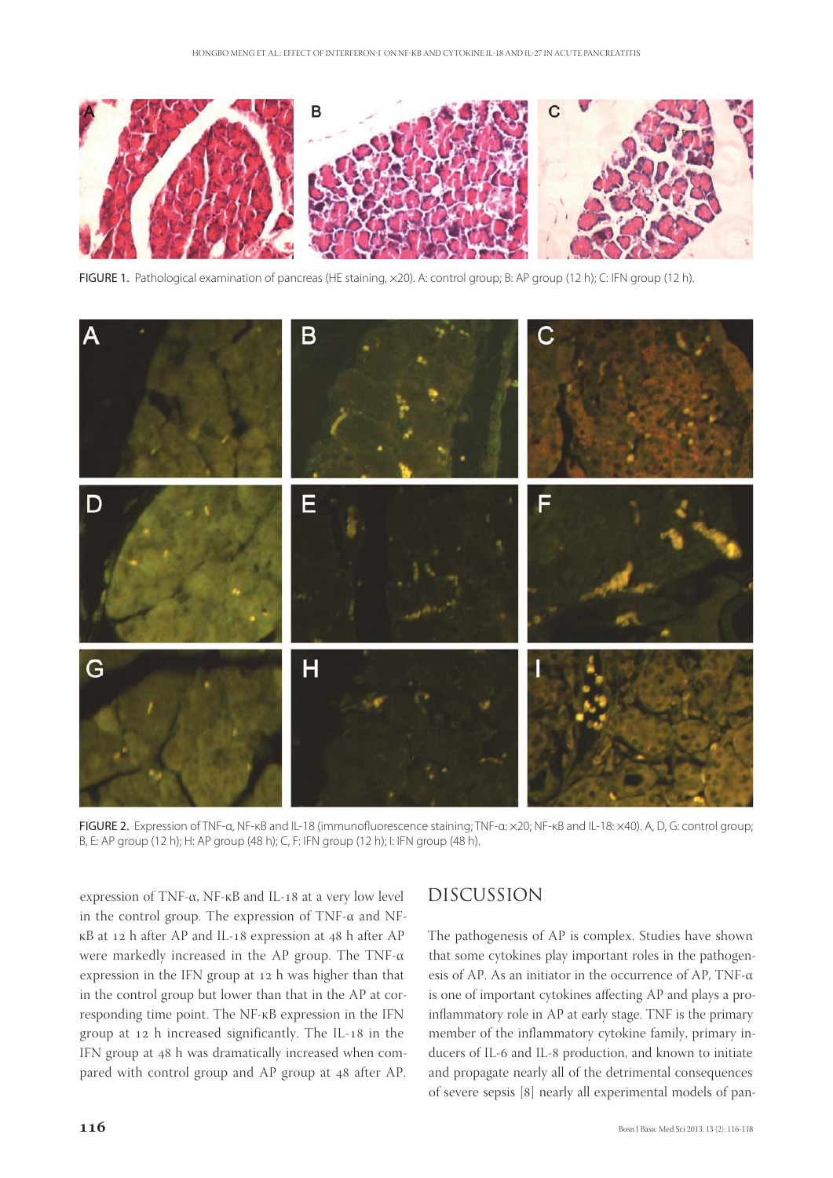FIGURE 1. Pathological examination of pancreas (HE staining, ×20). A: control group; B: AP group (12 h); C: IFN group (12 h).

FIGURE 2. Expression of TNF-α, NF-κB and IL-18 (immunofluorescence staining; TNF-α: ×20; NF-κB and IL-18: ×40). A, D, G: control group; B, E: AP group (12 h); H: AP group (48 h); C, F: IFN group (12 h); I: IFN group (48 h).

expression of TNF-α, NF-κB and IL-18 at a very low level in the control group. The expression of TNF-α and NF-κB at 12 h after AP and IL-18 expression at 48 h after AP were markedly increased in the AP group. The TNF-α expression in the IFN group at 12 h was higher than that in the control group but lower than that in the AP at corresponding time point. The NF-κB expression in the IFN group at 12 h increased significantly. The IL-18 in the IFN group at 48 h was dramatically increased when compared with control group and AP group at 48 after AP.

## DISCUSSION

The pathogenesis of AP is complex. Studies have shown that some cytokines play important roles in the pathogenesis of AP. As an initiator in the occurrence of AP, TNF-α is one of important cytokines affecting AP and plays a pro-inflammatory role in AP at early stage. TNF is the primary member of the inflammatory cytokine family, primary inducers of IL-6 and IL-8 production, and known to initiate and propagate nearly all of the detrimental consequences of severe sepsis [8] nearly all experimental models of pan-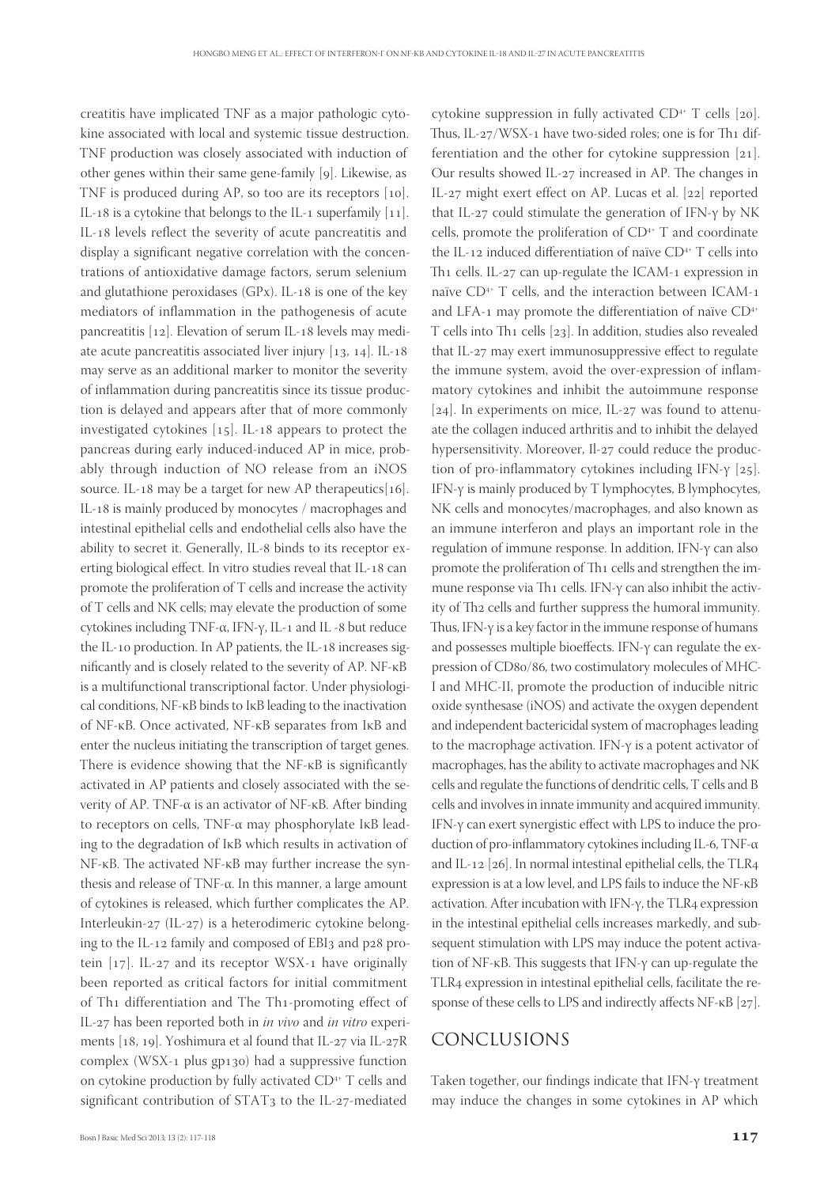creatitis have implicated TNF as a major pathologic cytokine associated with local and systemic tissue destruction. TNF production was closely associated with induction of other genes within their same gene-family [9]. Likewise, as TNF is produced during AP, so too are its receptors [10]. IL-18 is a cytokine that belongs to the IL-1 superfamily [11]. IL-18 levels reflect the severity of acute pancreatitis and display a significant negative correlation with the concentrations of antioxidative damage factors, serum selenium and glutathione peroxidases (GPx). IL-18 is one of the key mediators of inflammation in the pathogenesis of acute pancreatitis [12]. Elevation of serum IL-18 levels may mediate acute pancreatitis associated liver injury [13, 14]. IL-18 may serve as an additional marker to monitor the severity of inflammation during pancreatitis since its tissue production is delayed and appears after that of more commonly investigated cytokines [15]. IL-18 appears to protect the pancreas during early induced-induced AP in mice, probably through induction of NO release from an iNOS source. IL-18 may be a target for new AP therapeutics[16]. IL-18 is mainly produced by monocytes / macrophages and intestinal epithelial cells and endothelial cells also have the ability to secret it. Generally, IL-8 binds to its receptor exerting biological effect. In vitro studies reveal that IL-18 can promote the proliferation of T cells and increase the activity of T cells and NK cells; may elevate the production of some cytokines including TNF-α, IFN-γ, IL-1 and IL -8 but reduce the IL-10 production. In AP patients, the IL-18 increases significantly and is closely related to the severity of AP. NF-κB is a multifunctional transcriptional factor. Under physiological conditions, NF-κB binds to IκB leading to the inactivation of NF-κB. Once activated, NF-κB separates from IκB and enter the nucleus initiating the transcription of target genes. There is evidence showing that the NF-κB is significantly activated in AP patients and closely associated with the severity of AP. TNF-α is an activator of NF-κB. After binding to receptors on cells, TNF-α may phosphorylate IκB leading to the degradation of IκB which results in activation of NF-κB. The activated NF-κB may further increase the synthesis and release of TNF-α. In this manner, a large amount of cytokines is released, which further complicates the AP. Interleukin-27 (IL-27) is a heterodimeric cytokine belonging to the IL-12 family and composed of EBI3 and p28 protein [17]. IL-27 and its receptor WSX-1 have originally been reported as critical factors for initial commitment of Th1 differentiation and The Th1-promoting effect of IL-27 has been reported both in *in vivo* and *in vitro* experiments [18, 19]. Yoshimura et al found that IL-27 via IL-27R complex (WSX-1 plus gp130) had a suppressive function on cytokine production by fully activated $CD4^+$ T cells and significant contribution of STAT3 to the IL-27-mediated cytokine suppression in fully activated $CD4^+$ T cells [20]. Thus, IL-27/WSX-1 have two-sided roles; one is for Th1 differentiation and the other for cytokine suppression [21]. Our results showed IL-27 increased in AP. The changes in IL-27 might exert effect on AP. Lucas et al. [22] reported that IL-27 could stimulate the generation of IFN-γ by NK cells, promote the proliferation of $CD4^+$ T and coordinate the IL-12 induced differentiation of naïve $CD4^+$ T cells into Th1 cells. IL-27 can up-regulate the ICAM-1 expression in naïve $CD4^+$ T cells, and the interaction between ICAM-1 and LFA-1 may promote the differentiation of naïve $CD4^+$ T cells into Th1 cells [23]. In addition, studies also revealed that IL-27 may exert immunosuppressive effect to regulate the immune system, avoid the over-expression of inflammatory cytokines and inhibit the autoimmune response [24]. In experiments on mice, IL-27 was found to attenuate the collagen induced arthritis and to inhibit the delayed hypersensitivity. Moreover, Il-27 could reduce the production of pro-inflammatory cytokines including IFN-γ [25]. IFN-γ is mainly produced by T lymphocytes, B lymphocytes, NK cells and monocytes/macrophages, and also known as an immune interferon and plays an important role in the regulation of immune response. In addition, IFN-γ can also promote the proliferation of Th1 cells and strengthen the immune response via Th1 cells. IFN-γ can also inhibit the activity of Th2 cells and further suppress the humoral immunity. Thus, IFN-γ is a key factor in the immune response of humans and possesses multiple bioeffects. IFN-γ can regulate the expression of CD80/86, two costimulatory molecules of MHC-I and MHC-II, promote the production of inducible nitric oxide synthesase (iNOS) and activate the oxygen dependent and independent bactericidal system of macrophages leading to the macrophage activation. IFN-γ is a potent activator of macrophages, has the ability to activate macrophages and NK cells and regulate the functions of dendritic cells, T cells and B cells and involves in innate immunity and acquired immunity. IFN-γ can exert synergistic effect with LPS to induce the production of pro-inflammatory cytokines including IL-6, TNF-α and IL-12 [26]. In normal intestinal epithelial cells, the TLR4 expression is at a low level, and LPS fails to induce the NF-κB activation. After incubation with IFN-γ, the TLR4 expression in the intestinal epithelial cells increases markedly, and subsequent stimulation with LPS may induce the potent activation of NF-κB. This suggests that IFN-γ can up-regulate the TLR4 expression in intestinal epithelial cells, facilitate the response of these cells to LPS and indirectly affects NF-κB [27].

## CONCLUSIONS

Taken together, our findings indicate that IFN-γ treatment may induce the changes in some cytokines in AP which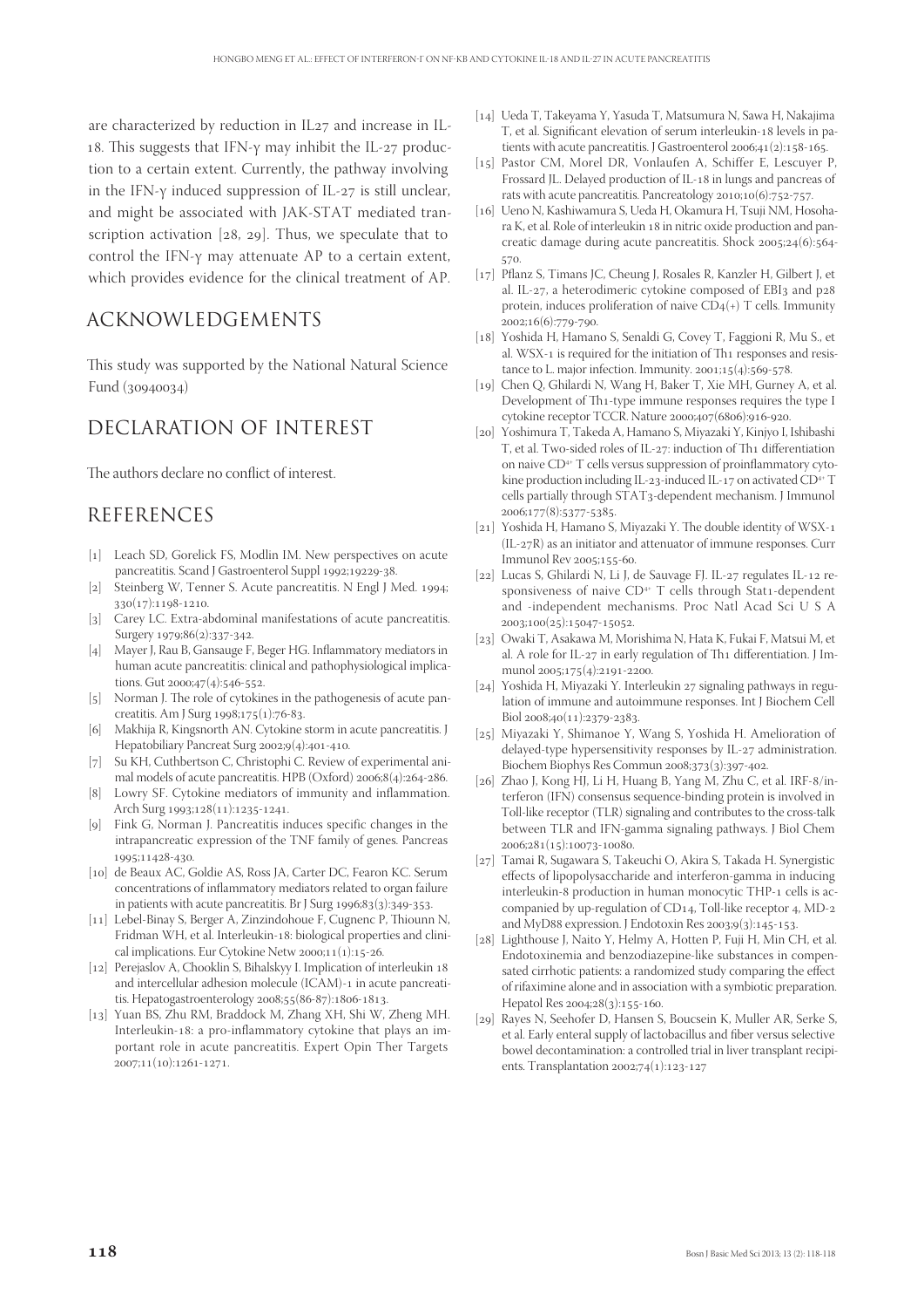are characterized by reduction in IL27 and increase in IL-18. This suggests that IFN-γ may inhibit the IL-27 production to a certain extent. Currently, the pathway involving in the IFN-γ induced suppression of IL-27 is still unclear, and might be associated with JAK-STAT mediated transcription activation [28, 29]. Thus, we speculate that to control the IFN-γ may attenuate AP to a certain extent, which provides evidence for the clinical treatment of AP.

## ACKNOWLEDGEMENTS

This study was supported by the National Natural Science Fund (30940034)

## DECLARATION OF INTEREST

The authors declare no conflict of interest.

## REFERENCES

[1] Leach SD, Gorelick FS, Modlin IM. New perspectives on acute pancreatitis. Scand J Gastroenterol Suppl 1992;19229-38.

[2] Steinberg W, Tenner S. Acute pancreatitis. N Engl J Med. 1994; 330(17):1198-1210.

[3] Carey LC. Extra-abdominal manifestations of acute pancreatitis. Surgery 1979;86(2):337-342.

[4] Mayer J, Rau B, Gansauge F, Beger HG. Inflammatory mediators in human acute pancreatitis: clinical and pathophysiological implications. Gut 2000;47(4):546-552.

[5] Norman J. The role of cytokines in the pathogenesis of acute pancreatitis. Am J Surg 1998;175(1):76-83.

[6] Makhija R, Kingsnorth AN. Cytokine storm in acute pancreatitis. J Hepatobiliary Pancreat Surg 2002;9(4):401-410.

[7] Su KH, Cuthbertson C, Christophi C. Review of experimental animal models of acute pancreatitis. HPB (Oxford) 2006;8(4):264-286.

[8] Lowry SF. Cytokine mediators of immunity and inflammation. Arch Surg 1993;128(11):1235-1241.

[9] Fink G, Norman J. Pancreatitis induces specific changes in the intrapancreatic expression of the TNF family of genes. Pancreas 1995;11428-430.

[10] de Beaux AC, Goldie AS, Ross JA, Carter DC, Fearon KC. Serum concentrations of inflammatory mediators related to organ failure in patients with acute pancreatitis. Br J Surg 1996;83(3):349-353.

[11] Lebel-Binay S, Berger A, Zinzindohoue F, Cugnenc P, Thiounn N, Fridman WH, et al. Interleukin-18: biological properties and clinical implications. Eur Cytokine Netw 2000;11(1):15-26.

[12] Perejaslov A, Chooklin S, Bihalskyy I. Implication of interleukin 18 and intercellular adhesion molecule (ICAM)-1 in acute pancreatitis. Hepatogastroenterology 2008;55(86-87):1806-1813.

[13] Yuan BS, Zhu RM, Braddock M, Zhang XH, Shi W, Zheng MH. Interleukin-18: a pro-inflammatory cytokine that plays an important role in acute pancreatitis. Expert Opin Ther Targets 2007;11(10):1261-1271.

[14] Ueda T, Takeyama Y, Yasuda T, Matsumura N, Sawa H, Nakajima T, et al. Significant elevation of serum interleukin-18 levels in patients with acute pancreatitis. J Gastroenterol 2006;41(2):158-165.

[15] Pastor CM, Morel DR, Vonlaufen A, Schiffer E, Lescuyer P, Frossard JL. Delayed production of IL-18 in lungs and pancreas of rats with acute pancreatitis. Pancreatology 2010;10(6):752-757.

[16] Ueno N, Kashiwamura S, Ueda H, Okamura H, Tsuji NM, Hosohara K, et al. Role of interleukin 18 in nitric oxide production and pancreatic damage during acute pancreatitis. Shock 2005;24(6):564-570.

[17] Pflanz S, Timans JC, Cheung J, Rosales R, Kanzler H, Gilbert J, et al. IL-27, a heterodimeric cytokine composed of EBI3 and p28 protein, induces proliferation of naive CD4(+) T cells. Immunity 2002;16(6):779-790.

[18] Yoshida H, Hamano S, Senaldi G, Covey T, Faggioni R, Mu S., et al. WSX-1 is required for the initiation of Th1 responses and resistance to L. major infection. Immunity. 2001;15(4):569-578.

[19] Chen Q, Ghilardi N, Wang H, Baker T, Xie MH, Gurney A, et al. Development of Th1-type immune responses requires the type I cytokine receptor TCCR. Nature 2000;407(6806):916-920.

[20] Yoshimura T, Takeda A, Hamano S, Miyazaki Y, Kinjyo I, Ishibashi T, et al. Two-sided roles of IL-27: induction of Th1 differentiation on naive $CD4^{+}$ T cells versus suppression of proinflammatory cytokine production including IL-23-induced IL-17 on activated $CD4^{+}$ T cells partially through STAT3-dependent mechanism. J Immunol 2006;177(8):5377-5385.

[21] Yoshida H, Hamano S, Miyazaki Y. The double identity of WSX-1 (IL-27R) as an initiator and attenuator of immune responses. Curr Immunol Rev 2005;155-60.

[22] Lucas S, Ghilardi N, Li J, de Sauvage FJ. IL-27 regulates IL-12 responsiveness of naive $CD4^{+}$ T cells through Stat1-dependent and -independent mechanisms. Proc Natl Acad Sci U S A 2003;100(25):15047-15052.

[23] Owaki T, Asakawa M, Morishima N, Hata K, Fukai F, Matsui M, et al. A role for IL-27 in early regulation of Th1 differentiation. J Immunol 2005;175(4):2191-2200.

[24] Yoshida H, Miyazaki Y. Interleukin 27 signaling pathways in regulation of immune and autoimmune responses. Int J Biochem Cell Biol 2008;40(11):2379-2383.

[25] Miyazaki Y, Shimanoe Y, Wang S, Yoshida H. Amelioration of delayed-type hypersensitivity responses by IL-27 administration. Biochem Biophys Res Commun 2008;373(3):397-402.

[26] Zhao J, Kong HJ, Li H, Huang B, Yang M, Zhu C, et al. IRF-8/interferon (IFN) consensus sequence-binding protein is involved in Toll-like receptor (TLR) signaling and contributes to the cross-talk between TLR and IFN-gamma signaling pathways. J Biol Chem 2006;281(15):10073-10080.

[27] Tamai R, Sugawara S, Takeuchi O, Akira S, Takada H. Synergistic effects of lipopolysaccharide and interferon-gamma in inducing interleukin-8 production in human monocytic THP-1 cells is accompanied by up-regulation of CD14, Toll-like receptor 4, MD-2 and MyD88 expression. J Endotoxin Res 2003;9(3):145-153.

[28] Lighthouse J, Naito Y, Helmy A, Hotten P, Fuji H, Min CH, et al. Endotoxinemia and benzodiazepine-like substances in compensated cirrhotic patients: a randomized study comparing the effect of rifaximine alone and in association with a symbiotic preparation. Hepatol Res 2004;28(3):155-160.

[29] Rayes N, Seehofer D, Hansen S, Boucsein K, Muller AR, Serke S, et al. Early enteral supply of lactobacillus and fiber versus selective bowel decontamination: a controlled trial in liver transplant recipients. Transplantation 2002;74(1):123-127